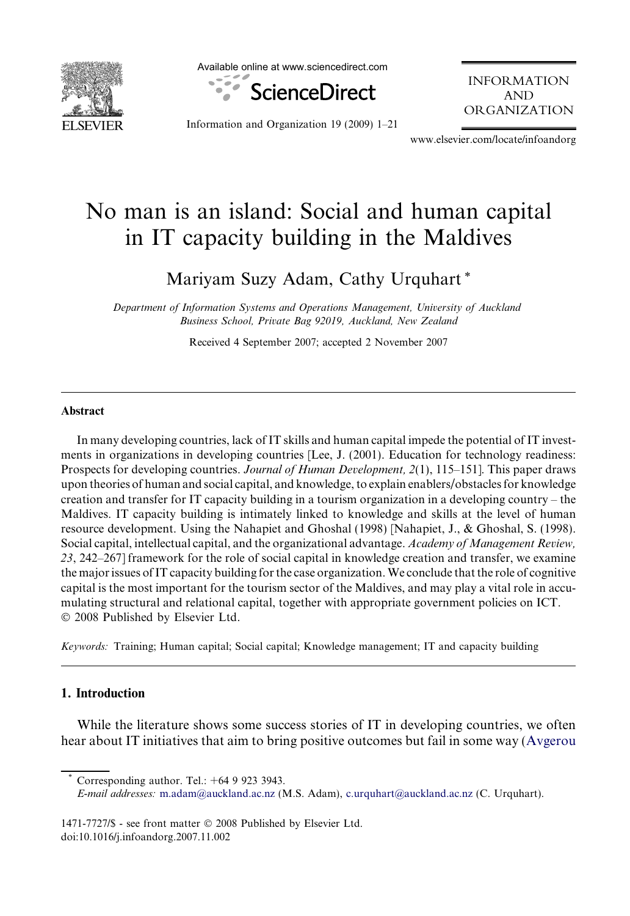# No man is an island: Social and human capital in IT capacity building in the Maldives

Mariyam Suzy Adam, Cathy Urquhart *

*Department of Information Systems and Operations Management, University of Auckland Business School, Private Bag 92019, Auckland, New Zealand*

Received 4 September 2007; accepted 2 November 2007

## Abstract

In many developing countries, lack of IT skills and human capital impede the potential of IT investments in organizations in developing countries [Lee, J. (2001). Education for technology readiness: Prospects for developing countries. *Journal of Human Development, 2*(1), 115–151]. This paper draws upon theories of human and social capital, and knowledge, to explain enablers/obstacles for knowledge creation and transfer for IT capacity building in a tourism organization in a developing country – the Maldives. IT capacity building is intimately linked to knowledge and skills at the level of human resource development. Using the Nahapiet and Ghoshal (1998) [Nahapiet, J., & Ghoshal, S. (1998). Social capital, intellectual capital, and the organizational advantage. *Academy of Management Review, 23*, 242–267] framework for the role of social capital in knowledge creation and transfer, we examine the major issues of IT capacity building for the case organization. We conclude that the role of cognitive capital is the most important for the tourism sector of the Maldives, and may play a vital role in accumulating structural and relational capital, together with appropriate government policies on ICT.
© 2008 Published by Elsevier Ltd.

*Keywords:* Training; Human capital; Social capital; Knowledge management; IT and capacity building

## 1. Introduction

While the literature shows some success stories of IT in developing countries, we often hear about IT initiatives that aim to bring positive outcomes but fail in some way (Avgerou

\* Corresponding author. Tel.: +64 9 923 3943.
*E-mail addresses:* m.adam@auckland.ac.nz (M.S. Adam), c.urquhart@auckland.ac.nz (C. Urquhart).

1471-7727/$ - see front matter © 2008 Published by Elsevier Ltd.
doi:10.1016/j.infoandorg.2007.11.002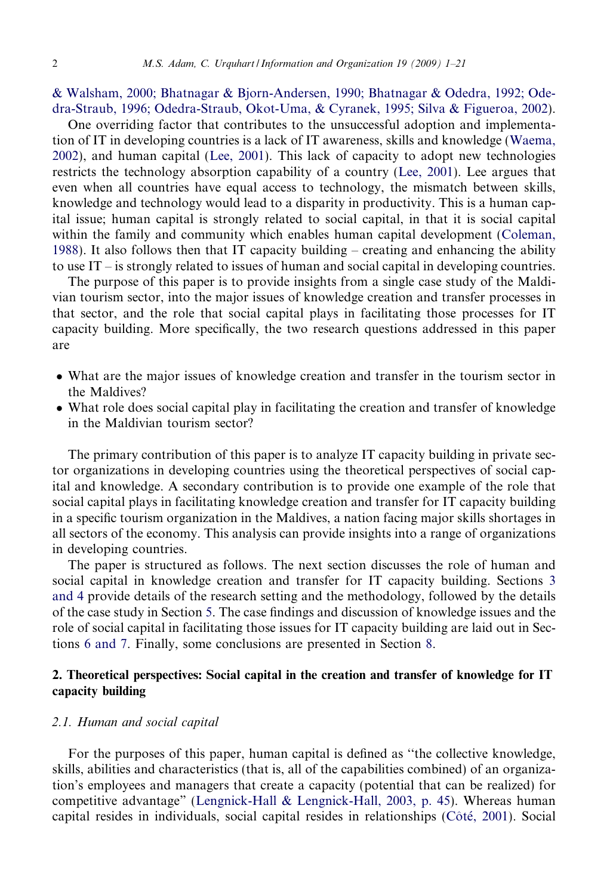& Walsham, 2000; Bhatnagar & Bjorn-Andersen, 1990; Bhatnagar & Odedra, 1992; Odedra-Straub, 1996; Odedra-Straub, Okot-Uma, & Cyranek, 1995; Silva & Figueroa, 2002).

One overriding factor that contributes to the unsuccessful adoption and implementation of IT in developing countries is a lack of IT awareness, skills and knowledge (Waema, 2002), and human capital (Lee, 2001). This lack of capacity to adopt new technologies restricts the technology absorption capability of a country (Lee, 2001). Lee argues that even when all countries have equal access to technology, the mismatch between skills, knowledge and technology would lead to a disparity in productivity. This is a human capital issue; human capital is strongly related to social capital, in that it is social capital within the family and community which enables human capital development (Coleman, 1988). It also follows then that IT capacity building – creating and enhancing the ability to use IT – is strongly related to issues of human and social capital in developing countries.

The purpose of this paper is to provide insights from a single case study of the Maldivian tourism sector, into the major issues of knowledge creation and transfer processes in that sector, and the role that social capital plays in facilitating those processes for IT capacity building. More specifically, the two research questions addressed in this paper are

- What are the major issues of knowledge creation and transfer in the tourism sector in the Maldives?
- What role does social capital play in facilitating the creation and transfer of knowledge in the Maldivian tourism sector?

The primary contribution of this paper is to analyze IT capacity building in private sector organizations in developing countries using the theoretical perspectives of social capital and knowledge. A secondary contribution is to provide one example of the role that social capital plays in facilitating knowledge creation and transfer for IT capacity building in a specific tourism organization in the Maldives, a nation facing major skills shortages in all sectors of the economy. This analysis can provide insights into a range of organizations in developing countries.

The paper is structured as follows. The next section discusses the role of human and social capital in knowledge creation and transfer for IT capacity building. Sections 3 and 4 provide details of the research setting and the methodology, followed by the details of the case study in Section 5. The case findings and discussion of knowledge issues and the role of social capital in facilitating those issues for IT capacity building are laid out in Sections 6 and 7. Finally, some conclusions are presented in Section 8.

## 2. Theoretical perspectives: Social capital in the creation and transfer of knowledge for IT capacity building

### 2.1. Human and social capital

For the purposes of this paper, human capital is defined as "the collective knowledge, skills, abilities and characteristics (that is, all of the capabilities combined) of an organization's employees and managers that create a capacity (potential that can be realized) for competitive advantage" (Lengnick-Hall & Lengnick-Hall, 2003, p. 45). Whereas human capital resides in individuals, social capital resides in relationships (Côté, 2001). Social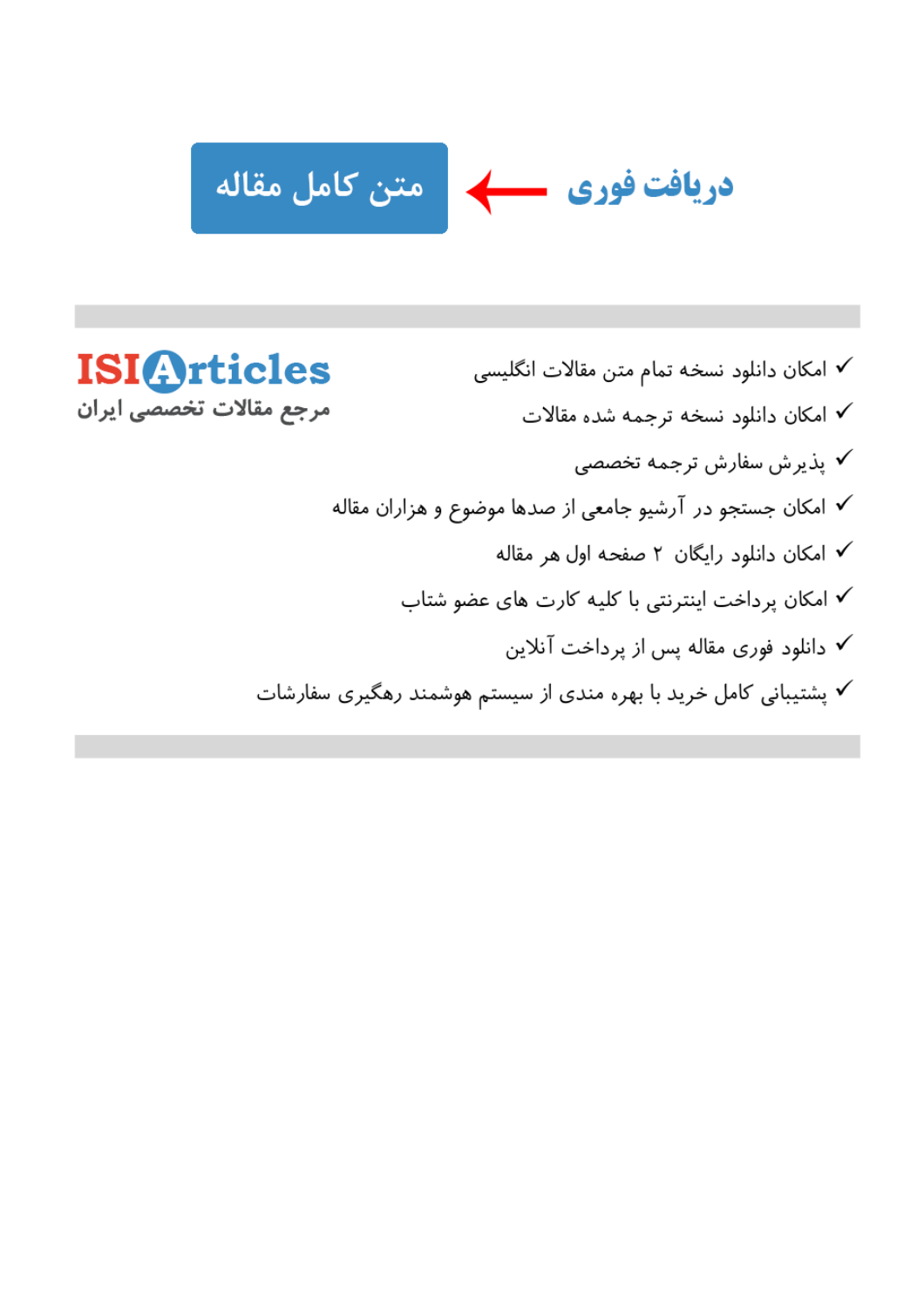دریافت فوری ← **متن کامل مقاله**

**ISIArticles**
مرجع مقالات تخصصی ایران

- ✓ امکان دانلود نسخه تمام متن مقالات انگلیسی
- ✓ امکان دانلود نسخه ترجمه شده مقالات
- ✓ پذیرش سفارش ترجمه تخصصی
- ✓ امکان جستجو در آرشیو جامعی از صدها موضوع و هزاران مقاله
- ✓ امکان دانلود رایگان ۲ صفحه اول هر مقاله
- ✓ امکان پرداخت اینترنتی با کلیه کارت های عضو شتاب
- ✓ دانلود فوری مقاله پس از پرداخت آنلاین
- ✓ پشتیبانی کامل خرید با بهره مندی از سیستم هوشمند رهگیری سفارشات